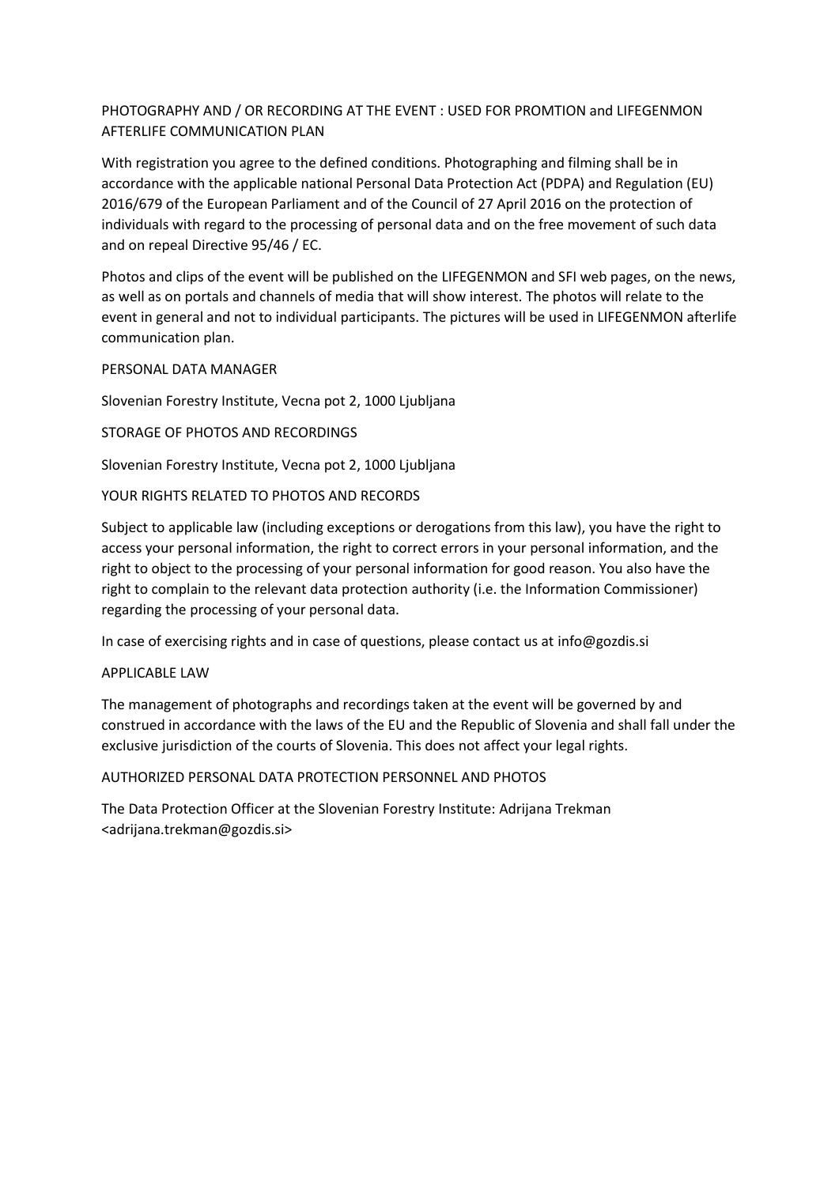PHOTOGRAPHY AND / OR RECORDING AT THE EVENT : USED FOR PROMTION and LIFEGENMON AFTERLIFE COMMUNICATION PLAN

With registration you agree to the defined conditions. Photographing and filming shall be in accordance with the applicable national Personal Data Protection Act (PDPA) and Regulation (EU) 2016/679 of the European Parliament and of the Council of 27 April 2016 on the protection of individuals with regard to the processing of personal data and on the free movement of such data and on repeal Directive 95/46 / EC.

Photos and clips of the event will be published on the LIFEGENMON and SFI web pages, on the news, as well as on portals and channels of media that will show interest. The photos will relate to the event in general and not to individual participants. The pictures will be used in LIFEGENMON afterlife communication plan.

PERSONAL DATA MANAGER

Slovenian Forestry Institute, Vecna pot 2, 1000 Ljubljana

STORAGE OF PHOTOS AND RECORDINGS

Slovenian Forestry Institute, Vecna pot 2, 1000 Ljubljana

YOUR RIGHTS RELATED TO PHOTOS AND RECORDS

Subject to applicable law (including exceptions or derogations from this law), you have the right to access your personal information, the right to correct errors in your personal information, and the right to object to the processing of your personal information for good reason. You also have the right to complain to the relevant data protection authority (i.e. the Information Commissioner) regarding the processing of your personal data.

In case of exercising rights and in case of questions, please contact us at info@gozdis.si

APPLICABLE LAW

The management of photographs and recordings taken at the event will be governed by and construed in accordance with the laws of the EU and the Republic of Slovenia and shall fall under the exclusive jurisdiction of the courts of Slovenia. This does not affect your legal rights.

AUTHORIZED PERSONAL DATA PROTECTION PERSONNEL AND PHOTOS

The Data Protection Officer at the Slovenian Forestry Institute: Adrijana Trekman <adrijana.trekman@gozdis.si>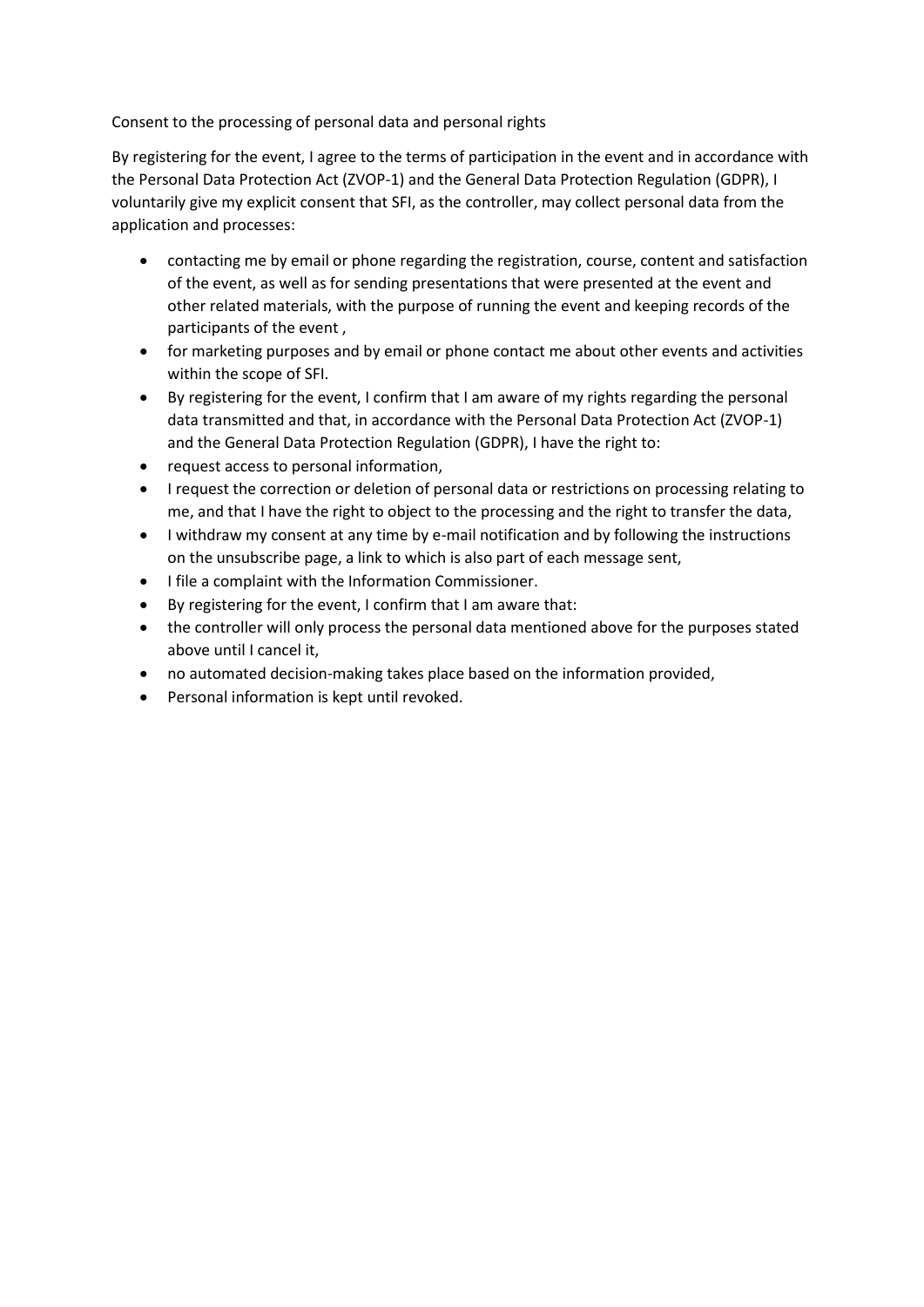Consent to the processing of personal data and personal rights

By registering for the event, I agree to the terms of participation in the event and in accordance with the Personal Data Protection Act (ZVOP-1) and the General Data Protection Regulation (GDPR), I voluntarily give my explicit consent that SFI, as the controller, may collect personal data from the application and processes:

- contacting me by email or phone regarding the registration, course, content and satisfaction of the event, as well as for sending presentations that were presented at the event and other related materials, with the purpose of running the event and keeping records of the participants of the event ,
- for marketing purposes and by email or phone contact me about other events and activities within the scope of SFI.
- By registering for the event, I confirm that I am aware of my rights regarding the personal data transmitted and that, in accordance with the Personal Data Protection Act (ZVOP-1) and the General Data Protection Regulation (GDPR), I have the right to:
- request access to personal information,
- I request the correction or deletion of personal data or restrictions on processing relating to me, and that I have the right to object to the processing and the right to transfer the data,
- I withdraw my consent at any time by e-mail notification and by following the instructions on the unsubscribe page, a link to which is also part of each message sent,
- I file a complaint with the Information Commissioner.
- By registering for the event, I confirm that I am aware that:
- the controller will only process the personal data mentioned above for the purposes stated above until I cancel it,
- no automated decision-making takes place based on the information provided,
- Personal information is kept until revoked.